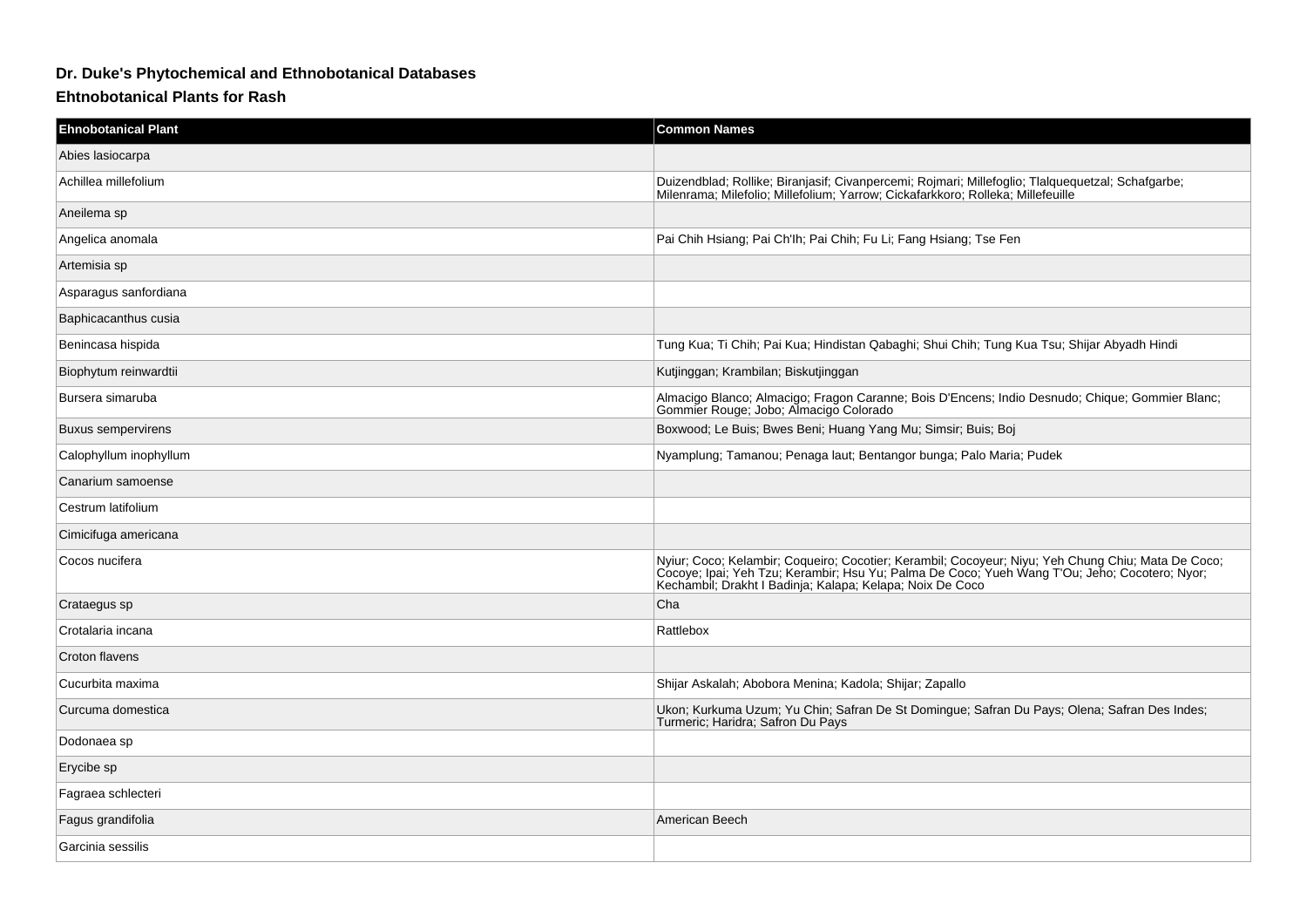## Dr. Duke's Phytochemical and Ethnobotanical Databases

### Ehtnobotanical Plants for Rash

| Ehnobotanical Plant | Common Names |
| --- | --- |
| Abies lasiocarpa | |
| Achillea millefolium | Duizendblad; Rollike; Biranjasif; Civanpercemi; Rojmari; Millefoglio; Tlalquequetzal; Schafgarbe; Milenrama; Milefolio; Millefolium; Yarrow; Cickafarkkoro; Rolleka; Millefeuille |
| Aneilema sp | |
| Angelica anomala | Pai Chih Hsiang; Pai Ch'Ih; Pai Chih; Fu Li; Fang Hsiang; Tse Fen |
| Artemisia sp | |
| Asparagus sanfordiana | |
| Baphicacanthus cusia | |
| Benincasa hispida | Tung Kua; Ti Chih; Pai Kua; Hindistan Qabaghi; Shui Chih; Tung Kua Tsu; Shijar Abyadh Hindi |
| Biophytum reinwardtii | Kutjinggan; Krambilan; Biskutjinggan |
| Bursera simaruba | Almacigo Blanco; Almacigo; Fragon Caranne; Bois D'Encens; Indio Desnudo; Chique; Gommier Blanc; Gommier Rouge; Jobo; Almacigo Colorado |
| Buxus sempervirens | Boxwood; Le Buis; Bwes Beni; Huang Yang Mu; Simsir; Buis; Boj |
| Calophyllum inophyllum | Nyamplung; Tamanou; Penaga laut; Bentangor bunga; Palo Maria; Pudek |
| Canarium samoense | |
| Cestrum latifolium | |
| Cimicifuga americana | |
| Cocos nucifera | Nyiur; Coco; Kelambir; Coqueiro; Cocotier; Kerambil; Cocoyeur; Niyu; Yeh Chung Chiu; Mata De Coco; Cocoye; Ipai; Yeh Tzu; Kerambir; Hsu Yu; Palma De Coco; Yueh Wang T'Ou; Jeho; Cocotero; Nyor; Kechambil; Drakht I Badinja; Kalapa; Kelapa; Noix De Coco |
| Crataegus sp | Cha |
| Crotalaria incana | Rattlebox |
| Croton flavens | |
| Cucurbita maxima | Shijar Askalah; Abobora Menina; Kadola; Shijar; Zapallo |
| Curcuma domestica | Ukon; Kurkuma Uzum; Yu Chin; Safran De St Domingue; Safran Du Pays; Olena; Safran Des Indes; Turmeric; Haridra; Safron Du Pays |
| Dodonaea sp | |
| Erycibe sp | |
| Fagraea schlecteri | |
| Fagus grandifolia | American Beech |
| Garcinia sessilis | |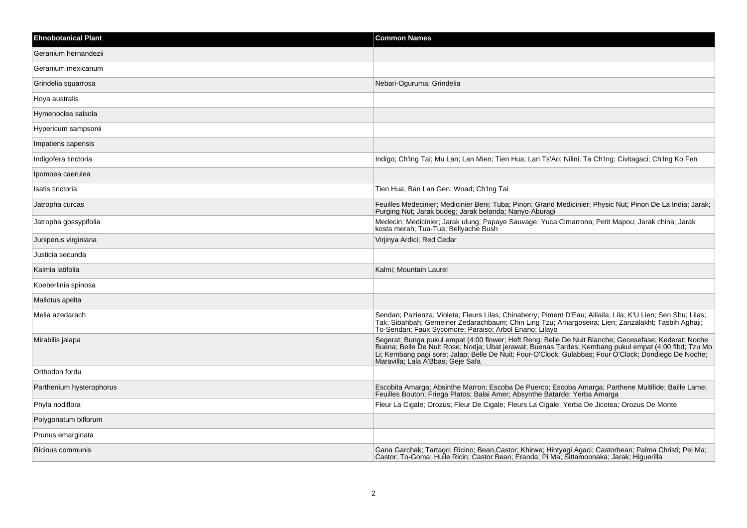| Ehnobotanical Plant | Common Names |
| --- | --- |
| Geranium hernandezii | |
| Geranium mexicanum | |
| Grindelia squarrosa | Nebari-Oguruma; Grindelia |
| Hoya australis | |
| Hymenoclea salsola | |
| Hypericum sampsonii | |
| Impatiens capensis | |
| Indigofera tinctoria | Indigo; Ch'Ing Tai; Mu Lan; Lan Mien; Tien Hua; Lan Ts'Ao; Nilini; Ta Ch'Ing; Civitagaci; Ch'Ing Ko Fen |
| Ipomoea caerulea | |
| Isatis tinctoria | Tien Hua; Ban Lan Gen; Woad; Ch'Ing Tai |
| Jatropha curcas | Feuilles Medecinier; Medicinier Beni; Tuba; Pinon; Grand Medicinier; Physic Nut; Pinon De La India; Jarak; Purging Nut; Jarak budeg; Jarak belanda; Nanyo-Aburagi |
| Jatropha gossypifolia | Medecin; Medicinier; Jarak ulung; Papaye Sauvage; Yuca Cimarrona; Petit Mapou; Jarak china; Jarak kosta merah; Tua-Tua; Bellyache Bush |
| Juniperus virginiana | Virjinya Ardici; Red Cedar |
| Justicia secunda | |
| Kalmia latifolia | Kalmi; Mountain Laurel |
| Koeberlinia spinosa | |
| Mallotus apelta | |
| Melia azedarach | Sendan; Pazienza; Violeta; Fleurs Lilas; Chinaberry; Piment D'Eau; Alilaila; Lila; K'U Lien; Sen Shu; Lilas; Tak; Sibahbah; Gemeiner Zedarachbaum; Chin Ling Tzu; Amargoseira; Lien; Zanzalakht; Tasbih Aghaji; To-Sendan; Faux Sycomore; Paraiso; Arbol Enano; Lilayo |
| Mirabilis jalapa | Segerat; Bunga pukul empat (4:00 flower; Heft Reng; Belle De Nuit Blanche; Gecesefase; Kederat; Noche Buena; Belle De Nuit Rose; Nodja; Ubat jerawat; Buenas Tardes; Kembang pukul empat (4:00 flbd; Tzu Mo Li; Kembang pagi sore; Jalap; Belle De Nuit; Four-O'Clock; Gulabbas; Four O'Clock; Dondiego De Noche; Maravilla; Lala A'Bbas; Geje Safa |
| Orthodon fordu | |
| Parthenium hysterophorus | Escobita Amarga; Absinthe Marron; Escoba De Puerco; Escoba Amarga; Parthene Multifide; Baille Lame; Feuilles Bouton; Friega Platos; Balai Amer; Absynthe Batarde; Yerba Amarga |
| Phyla nodiflora | Fleur La Cigale; Orozus; Fleur De Cigale; Fleurs La Cigale; Yerba De Jicotea; Orozus De Monte |
| Polygonatum biflorum | |
| Prunus emarginata | |
| Ricinus communis | Gana Garchak; Tartago; Ricino; Bean,Castor; Khirwe; Hintyagi Agaci; Castorbean; Palma Christi; Pei Ma; Castor; To-Goma; Huile Ricin; Castor Bean; Eranda; Pi Ma; Sittamoonaka; Jarak; Higuerilla |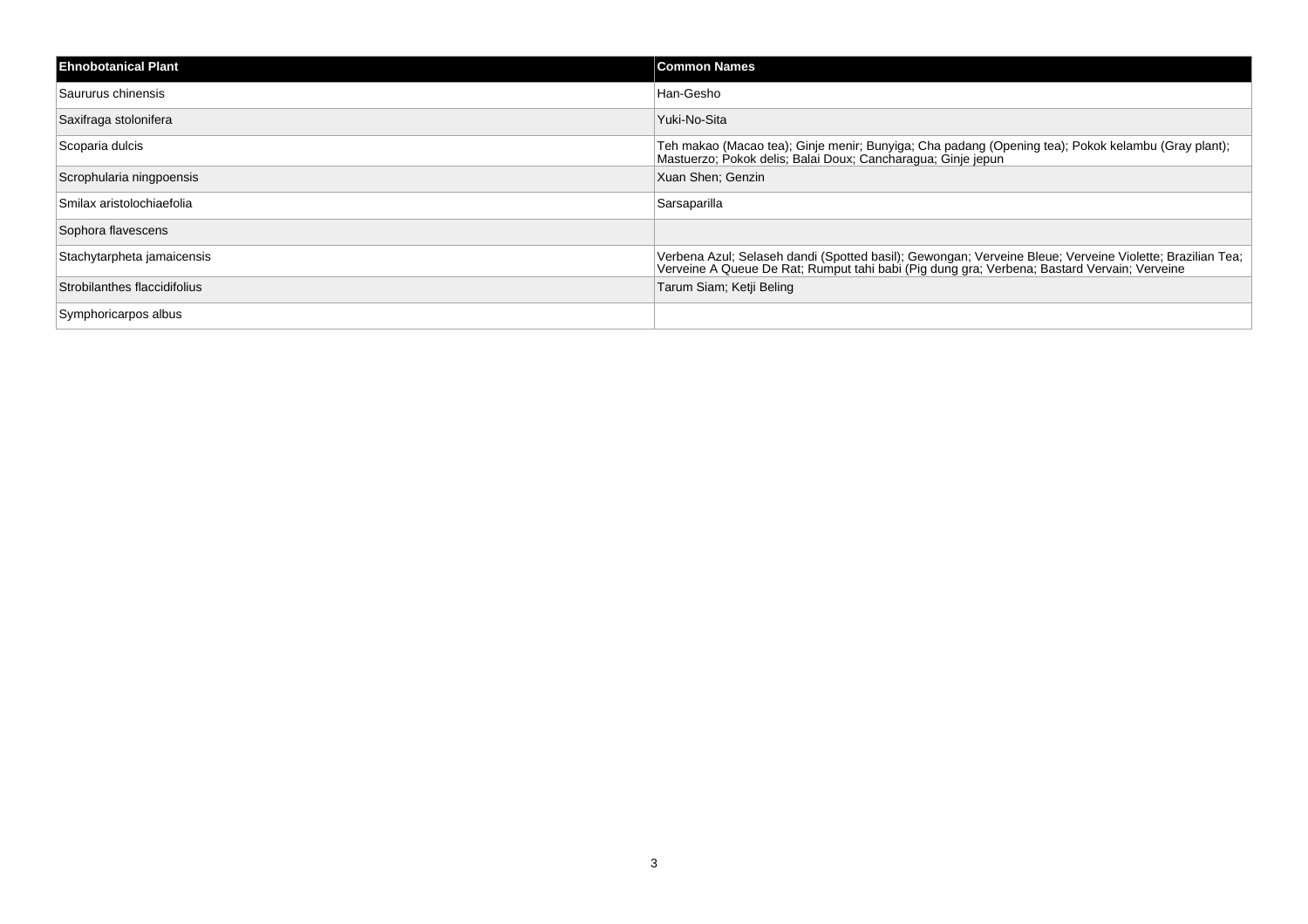| Ehnobotanical Plant | Common Names |
| --- | --- |
| Saururus chinensis | Han-Gesho |
| Saxifraga stolonifera | Yuki-No-Sita |
| Scoparia dulcis | Teh makao (Macao tea); Ginje menir; Bunyiga; Cha padang (Opening tea); Pokok kelambu (Gray plant); Mastuerzo; Pokok delis; Balai Doux; Cancharagua; Ginje jepun |
| Scrophularia ningpoensis | Xuan Shen; Genzin |
| Smilax aristolochiaefolia | Sarsaparilla |
| Sophora flavescens | |
| Stachytarpheta jamaicensis | Verbena Azul; Selaseh dandi (Spotted basil); Gewongan; Verveine Bleue; Verveine Violette; Brazilian Tea; Verveine A Queue De Rat; Rumput tahi babi (Pig dung gra; Verbena; Bastard Vervain; Verveine |
| Strobilanthes flaccidifolius | Tarum Siam; Ketji Beling |
| Symphoricarpos albus | |